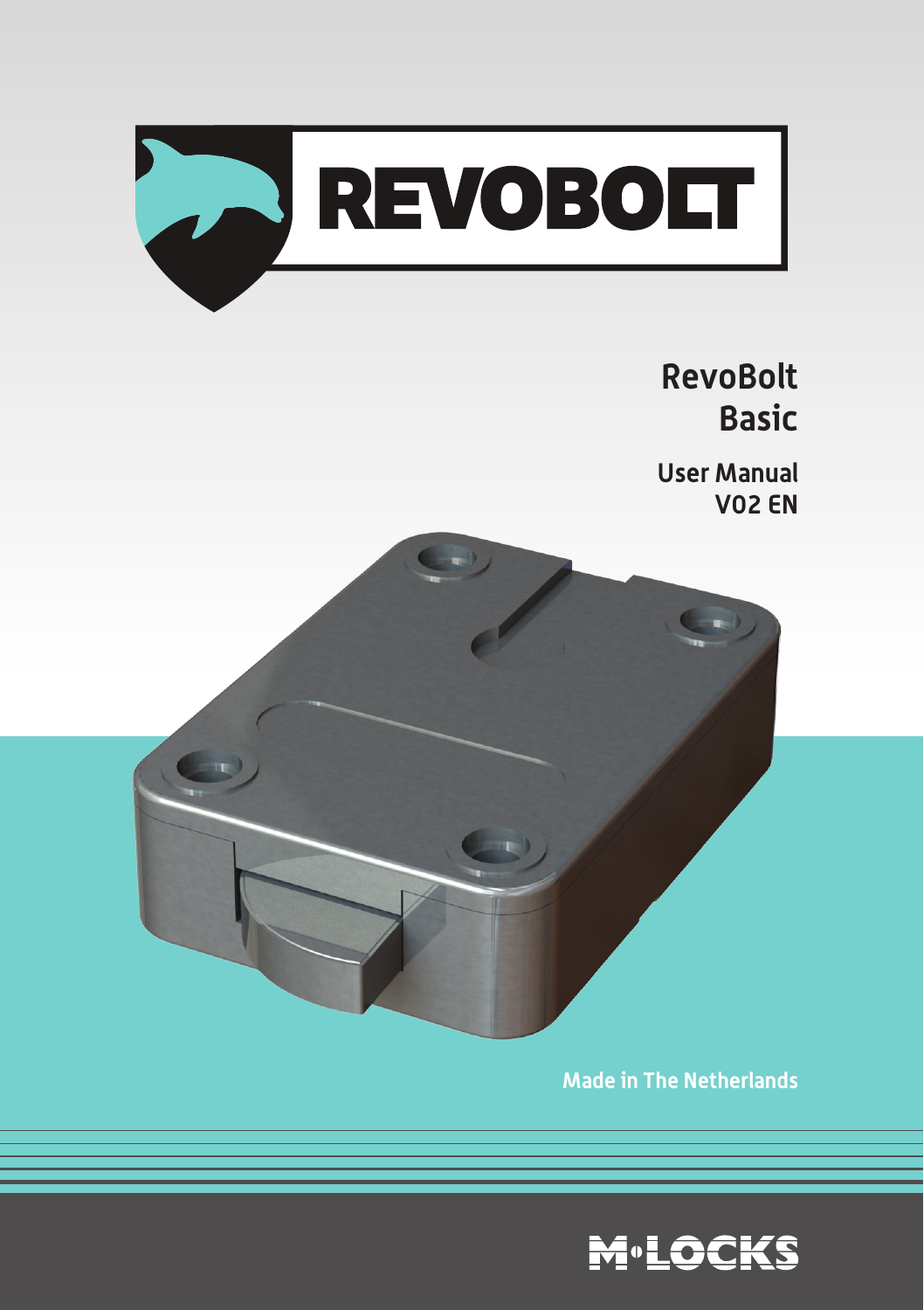# REVOBOLT

## RevoBolt Basic

### User Manual
### V02 EN

Made in The Netherlands

M·LOCKS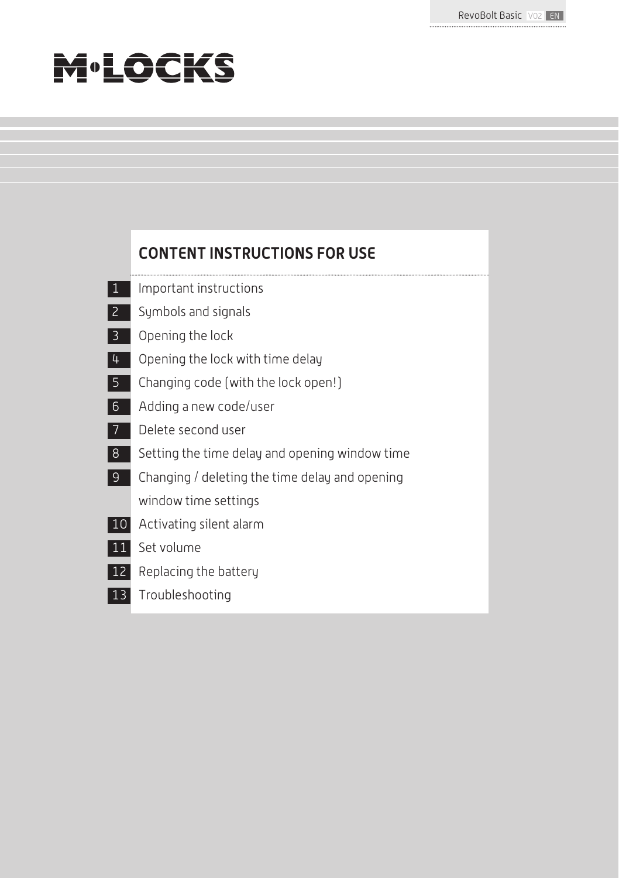# CONTENT INSTRUCTIONS FOR USE

1. Important instructions
2. Symbols and signals
3. Opening the lock
4. Opening the lock with time delay
5. Changing code (with the lock open!)
6. Adding a new code/user
7. Delete second user
8. Setting the time delay and opening window time
9. Changing / deleting the time delay and opening window time settings
10. Activating silent alarm
11. Set volume
12. Replacing the battery
13. Troubleshooting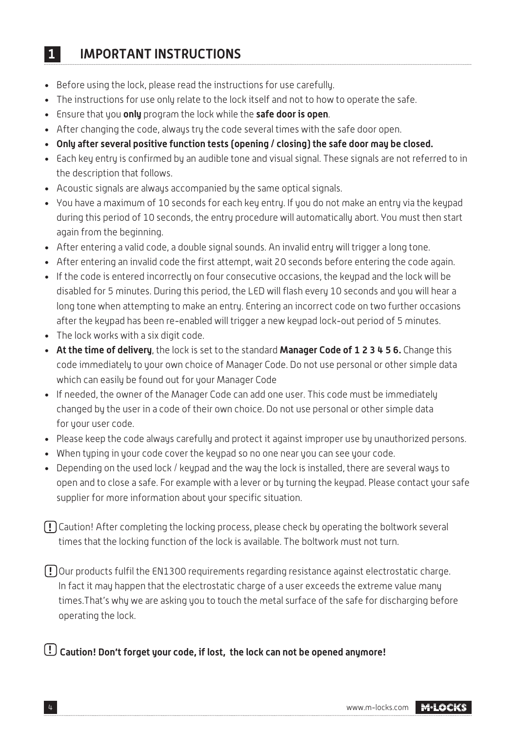# 1 IMPORTANT INSTRUCTIONS

- Before using the lock, please read the instructions for use carefully.
- The instructions for use only relate to the lock itself and not to how to operate the safe.
- Ensure that you **only** program the lock while the **safe door is open**.
- After changing the code, always try the code several times with the safe door open.
- **Only after several positive function tests (opening / closing) the safe door may be closed.**
- Each key entry is confirmed by an audible tone and visual signal. These signals are not referred to in the description that follows.
- Acoustic signals are always accompanied by the same optical signals.
- You have a maximum of 10 seconds for each key entry. If you do not make an entry via the keypad during this period of 10 seconds, the entry procedure will automatically abort. You must then start again from the beginning.
- After entering a valid code, a double signal sounds. An invalid entry will trigger a long tone.
- After entering an invalid code the first attempt, wait 20 seconds before entering the code again.
- If the code is entered incorrectly on four consecutive occasions, the keypad and the lock will be disabled for 5 minutes. During this period, the LED will flash every 10 seconds and you will hear a long tone when attempting to make an entry. Entering an incorrect code on two further occasions after the keypad has been re-enabled will trigger a new keypad lock-out period of 5 minutes.
- The lock works with a six digit code.
- **At the time of delivery**, the lock is set to the standard **Manager Code of 1 2 3 4 5 6.** Change this code immediately to your own choice of Manager Code. Do not use personal or other simple data which can easily be found out for your Manager Code
- If needed, the owner of the Manager Code can add one user. This code must be immediately changed by the user in a code of their own choice. Do not use personal or other simple data for your user code.
- Please keep the code always carefully and protect it against improper use by unauthorized persons.
- When typing in your code cover the keypad so no one near you can see your code.
- Depending on the used lock / keypad and the way the lock is installed, there are several ways to open and to close a safe. For example with a lever or by turning the keypad. Please contact your safe supplier for more information about your specific situation.

(!) Caution! After completing the locking process, please check by operating the boltwork several times that the locking function of the lock is available. The boltwork must not turn.

(!) Our products fulfil the EN1300 requirements regarding resistance against electrostatic charge. In fact it may happen that the electrostatic charge of a user exceeds the extreme value many times.That's why we are asking you to touch the metal surface of the safe for discharging before operating the lock.

(!) **Caution! Don't forget your code, if lost, the lock can not be opened anymore!**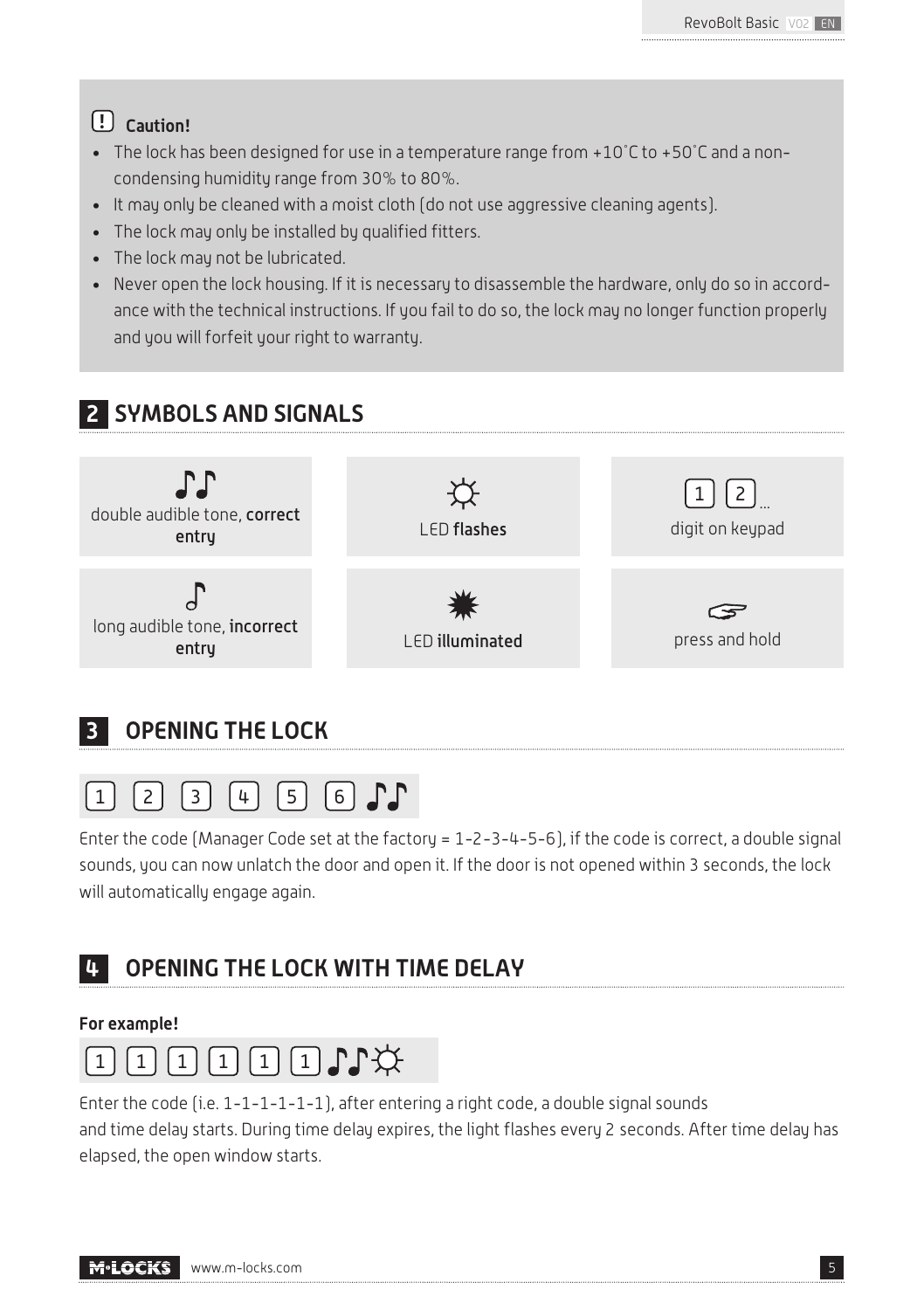> **(!) Caution!**
>
> - The lock has been designed for use in a temperature range from +10°C to +50°C and a non-condensing humidity range from 30% to 80%.
> - It may only be cleaned with a moist cloth (do not use aggressive cleaning agents).
> - The lock may only be installed by qualified fitters.
> - The lock may not be lubricated.
> - Never open the lock housing. If it is necessary to disassemble the hardware, only do so in accordance with the technical instructions. If you fail to do so, the lock may no longer function properly and you will forfeit your right to warranty.

## 2 SYMBOLS AND SIGNALS

| | | |
|---|---|---|
| ♪♪ double audible tone, **correct entry** | ☼ LED **flashes** | [1] [2] ... digit on keypad |
| ♪ long audible tone, **incorrect entry** | ✸ LED **illuminated** | ☞ press and hold |

## 3 OPENING THE LOCK

[1] [2] [3] [4] [5] [6] ♪♪

Enter the code (Manager Code set at the factory = 1-2-3-4-5-6), if the code is correct, a double signal sounds, you can now unlatch the door and open it. If the door is not opened within 3 seconds, the lock will automatically engage again.

## 4 OPENING THE LOCK WITH TIME DELAY

**For example!**

[1] [1] [1] [1] [1] [1] ♪♪ ☼

Enter the code (i.e. 1-1-1-1-1-1), after entering a right code, a double signal sounds and time delay starts. During time delay expires, the light flashes every 2 seconds. After time delay has elapsed, the open window starts.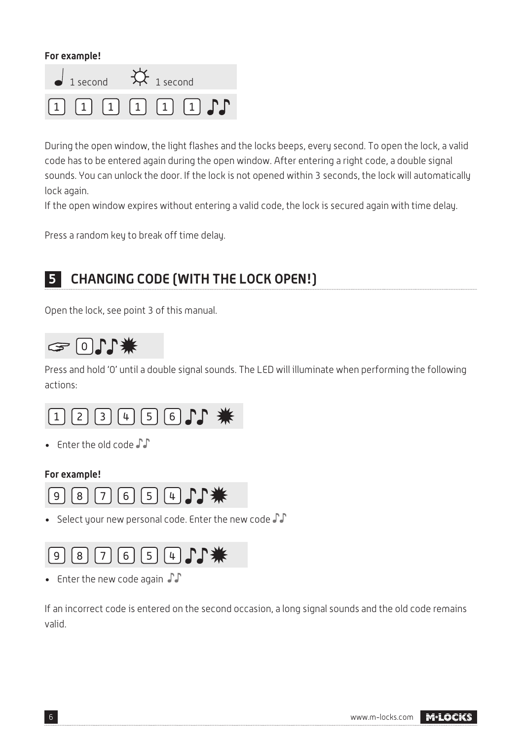**For example!**

♩ 1 second ☼ 1 second

[1] [1] [1] [1] [1] [1] ♪♪

During the open window, the light flashes and the locks beeps, every second. To open the lock, a valid code has to be entered again during the open window. After entering a right code, a double signal sounds. You can unlock the door. If the lock is not opened within 3 seconds, the lock will automatically lock again.
If the open window expires without entering a valid code, the lock is secured again with time delay.

Press a random key to break off time delay.

## 5 CHANGING CODE (WITH THE LOCK OPEN!)

Open the lock, see point 3 of this manual.

☞ [0] ♪♪ ✹

Press and hold '0' until a double signal sounds. The LED will illuminate when performing the following actions:

[1] [2] [3] [4] [5] [6] ♪♪ ✹

- Enter the old code ♪♪

**For example!**

[9] [8] [7] [6] [5] [4] ♪♪ ✹

- Select your new personal code. Enter the new code ♪♪

[9] [8] [7] [6] [5] [4] ♪♪ ✹

- Enter the new code again ♪♪

If an incorrect code is entered on the second occasion, a long signal sounds and the old code remains valid.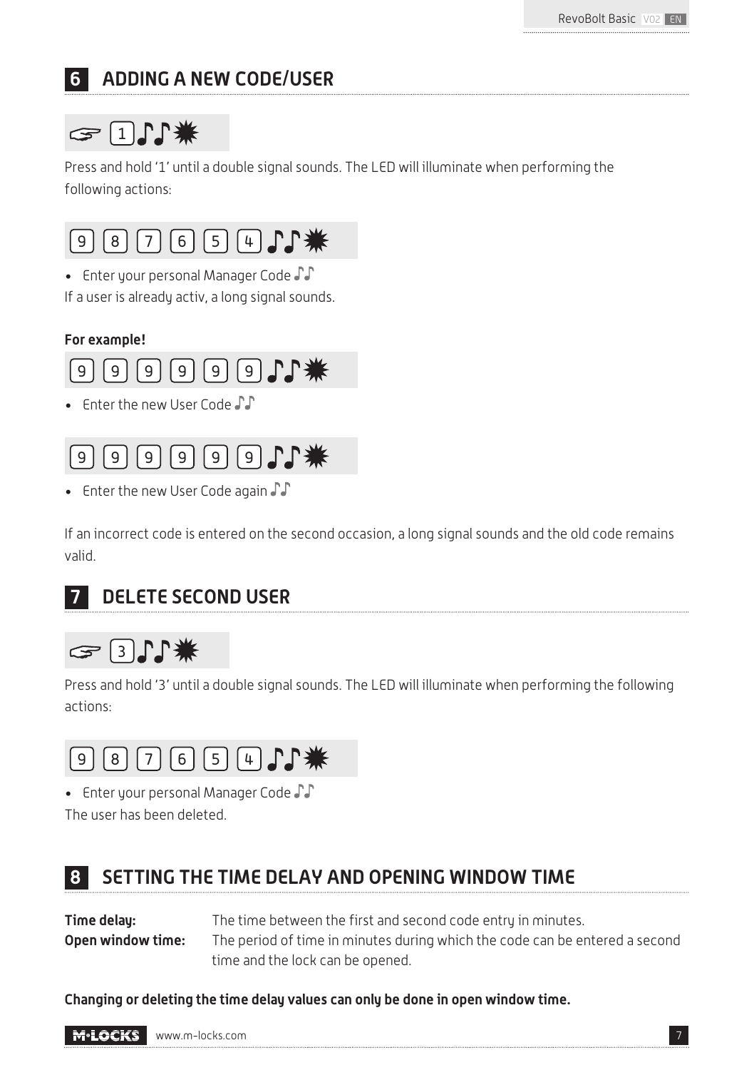## 6 ADDING A NEW CODE/USER

☞ [1] ♪♪ ✷

Press and hold '1' until a double signal sounds. The LED will illuminate when performing the following actions:

[9] [8] [7] [6] [5] [4] ♪♪ ✷

- Enter your personal Manager Code ♪♪

If a user is already activ, a long signal sounds.

**For example!**

[9] [9] [9] [9] [9] [9] ♪♪ ✷

- Enter the new User Code ♪♪

[9] [9] [9] [9] [9] [9] ♪♪ ✷

- Enter the new User Code again ♪♪

If an incorrect code is entered on the second occasion, a long signal sounds and the old code remains valid.

## 7 DELETE SECOND USER

☞ [3] ♪♪ ✷

Press and hold '3' until a double signal sounds. The LED will illuminate when performing the following actions:

[9] [8] [7] [6] [5] [4] ♪♪ ✷

- Enter your personal Manager Code ♪♪

The user has been deleted.

## 8 SETTING THE TIME DELAY AND OPENING WINDOW TIME

**Time delay:** The time between the first and second code entry in minutes.

**Open window time:** The period of time in minutes during which the code can be entered a second time and the lock can be opened.

**Changing or deleting the time delay values can only be done in open window time.**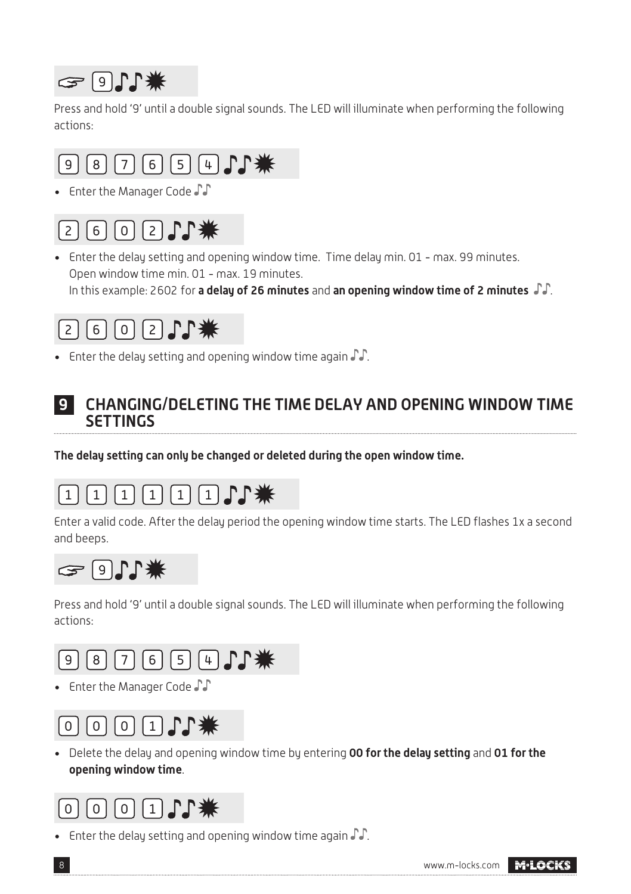☞ [9] ♪♪ ✸

Press and hold '9' until a double signal sounds. The LED will illuminate when performing the following actions:

[9] [8] [7] [6] [5] [4] ♪♪ ✸

- Enter the Manager Code ♪♪

[2] [6] [0] [2] ♪♪ ✸

- Enter the delay setting and opening window time. Time delay min. 01 - max. 99 minutes. Open window time min. 01 - max. 19 minutes.
  In this example: 2602 for **a delay of 26 minutes** and **an opening window time of 2 minutes** ♪♪.

[2] [6] [0] [2] ♪♪ ✸

- Enter the delay setting and opening window time again ♪♪.

## 9 CHANGING/DELETING THE TIME DELAY AND OPENING WINDOW TIME SETTINGS

**The delay setting can only be changed or deleted during the open window time.**

[1] [1] [1] [1] [1] [1] ♪♪ ✸

Enter a valid code. After the delay period the opening window time starts. The LED flashes 1x a second and beeps.

☞ [9] ♪♪ ✸

Press and hold '9' until a double signal sounds. The LED will illuminate when performing the following actions:

[9] [8] [7] [6] [5] [4] ♪♪ ✸

- Enter the Manager Code ♪♪

[0] [0] [0] [1] ♪♪ ✸

- Delete the delay and opening window time by entering **00 for the delay setting** and **01 for the opening window time**.

[0] [0] [0] [1] ♪♪ ✸

- Enter the delay setting and opening window time again ♪♪.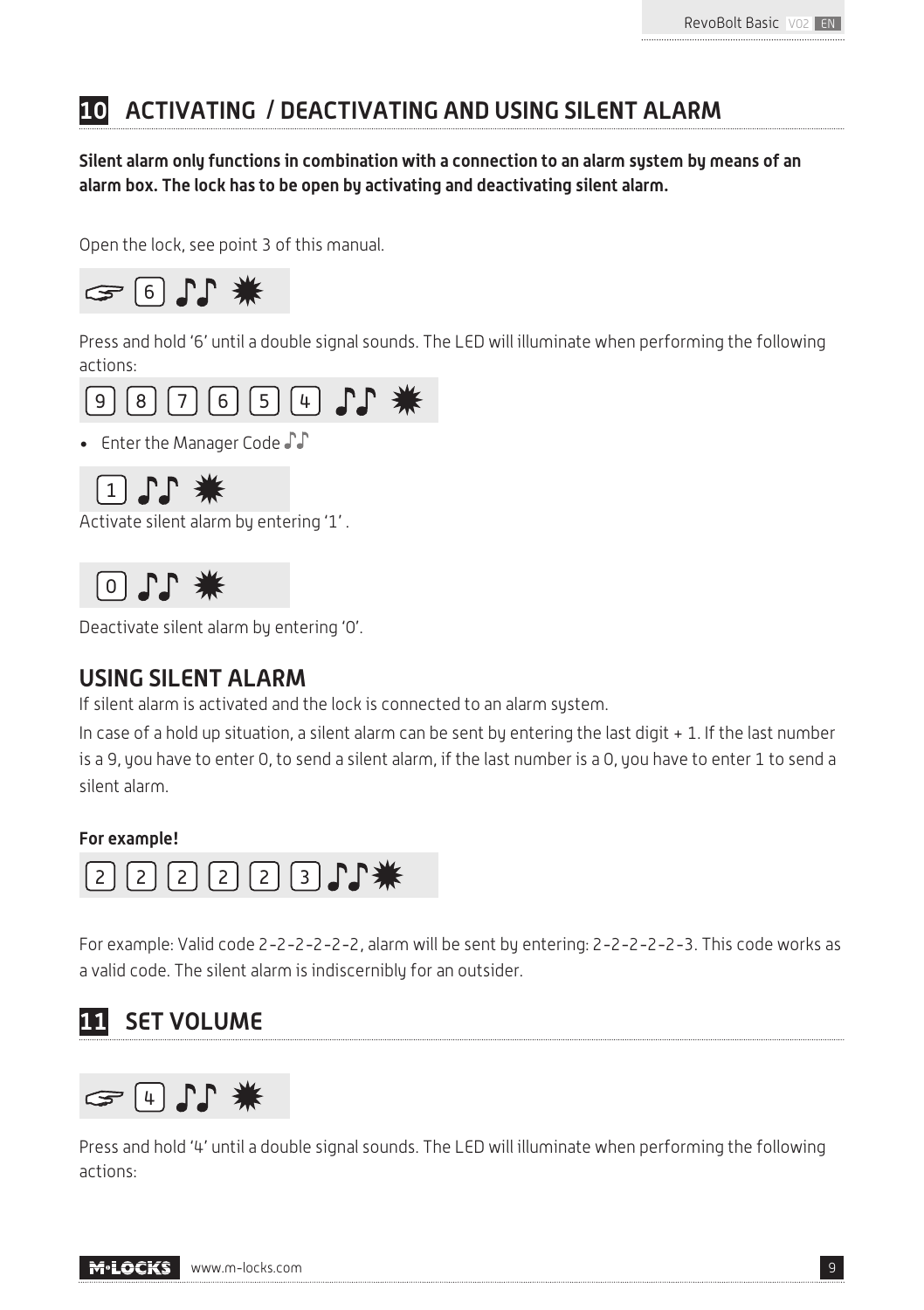## 10 ACTIVATING / DEACTIVATING AND USING SILENT ALARM

**Silent alarm only functions in combination with a connection to an alarm system by means of an alarm box. The lock has to be open by activating and deactivating silent alarm.**

Open the lock, see point 3 of this manual.

☞ [6] ♪♪ ✸

Press and hold '6' until a double signal sounds. The LED will illuminate when performing the following actions:

[9] [8] [7] [6] [5] [4] ♪♪ ✸

- Enter the Manager Code ♪♪

[1] ♪♪ ✸

Activate silent alarm by entering '1' .

[0] ♪♪ ✸

Deactivate silent alarm by entering '0'.

### USING SILENT ALARM

If silent alarm is activated and the lock is connected to an alarm system.

In case of a hold up situation, a silent alarm can be sent by entering the last digit + 1. If the last number is a 9, you have to enter 0, to send a silent alarm, if the last number is a 0, you have to enter 1 to send a silent alarm.

**For example!**

[2] [2] [2] [2] [2] [3] ♪♪ ✸

For example: Valid code 2-2-2-2-2-2, alarm will be sent by entering: 2-2-2-2-2-3. This code works as a valid code. The silent alarm is indiscernibly for an outsider.

## 11 SET VOLUME

☞ [4] ♪♪ ✸

Press and hold '4' until a double signal sounds. The LED will illuminate when performing the following actions: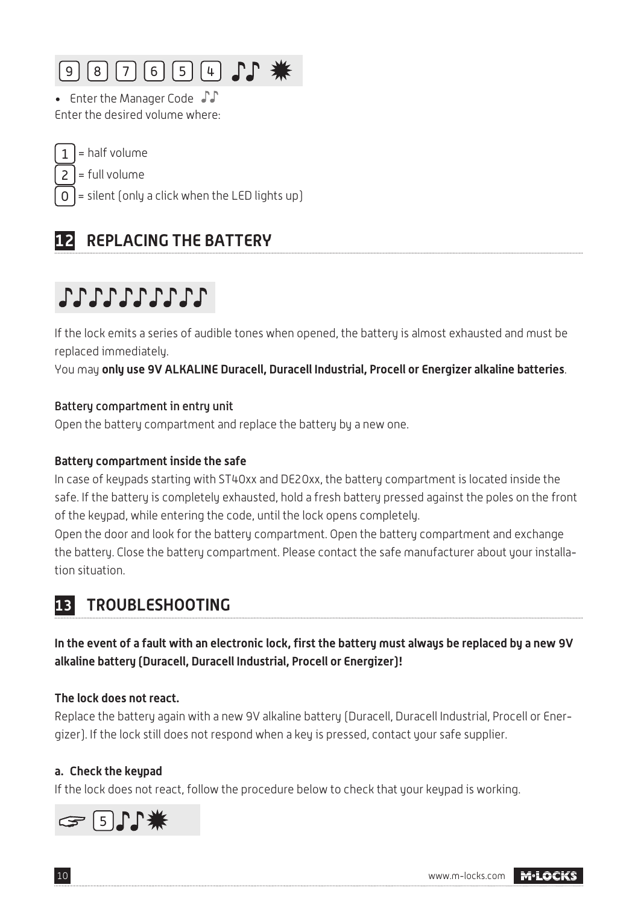9 8 7 6 5 4 ♪♪ ✸

- Enter the Manager Code ♪♪

Enter the desired volume where:

1 = half volume

2 = full volume

0 = silent (only a click when the LED lights up)

## 12 REPLACING THE BATTERY

♪♪♪♪♪♪♪♪♪♪

If the lock emits a series of audible tones when opened, the battery is almost exhausted and must be replaced immediately.

You may **only use 9V ALKALINE Duracell, Duracell Industrial, Procell or Energizer alkaline batteries**.

**Battery compartment in entry unit**

Open the battery compartment and replace the battery by a new one.

**Battery compartment inside the safe**

In case of keypads starting with ST40xx and DE20xx, the battery compartment is located inside the safe. If the battery is completely exhausted, hold a fresh battery pressed against the poles on the front of the keypad, while entering the code, until the lock opens completely.

Open the door and look for the battery compartment. Open the battery compartment and exchange the battery. Close the battery compartment. Please contact the safe manufacturer about your installation situation.

## 13 TROUBLESHOOTING

**In the event of a fault with an electronic lock, first the battery must always be replaced by a new 9V alkaline battery (Duracell, Duracell Industrial, Procell or Energizer)!**

**The lock does not react.**

Replace the battery again with a new 9V alkaline battery (Duracell, Duracell Industrial, Procell or Energizer). If the lock still does not respond when a key is pressed, contact your safe supplier.

**a. Check the keypad**

If the lock does not react, follow the procedure below to check that your keypad is working.

☞ 5 ♪♪ ✸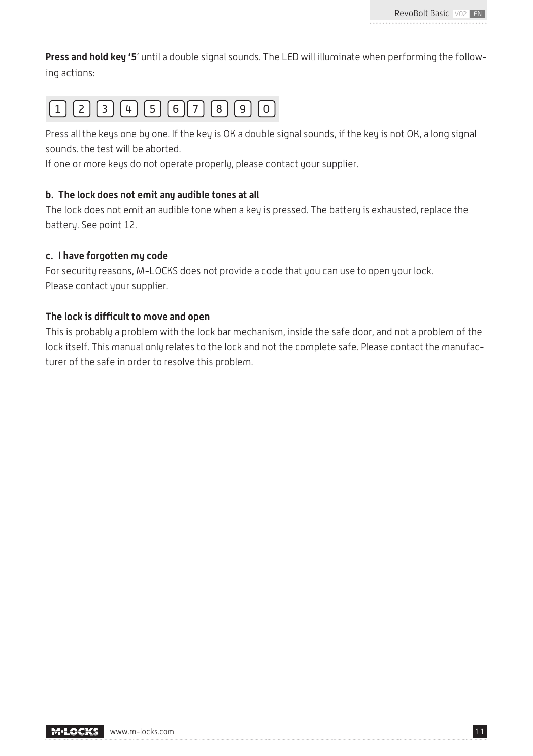**Press and hold key '5**' until a double signal sounds. The LED will illuminate when performing the following actions:

[1] [2] [3] [4] [5] [6] [7] [8] [9] [0]

Press all the keys one by one. If the key is OK a double signal sounds, if the key is not OK, a long signal sounds. the test will be aborted.

If one or more keys do not operate properly, please contact your supplier.

### b. The lock does not emit any audible tones at all

The lock does not emit an audible tone when a key is pressed. The battery is exhausted, replace the battery. See point 12.

### c. I have forgotten my code

For security reasons, M-LOCKS does not provide a code that you can use to open your lock.
Please contact your supplier.

### The lock is difficult to move and open

This is probably a problem with the lock bar mechanism, inside the safe door, and not a problem of the lock itself. This manual only relates to the lock and not the complete safe. Please contact the manufacturer of the safe in order to resolve this problem.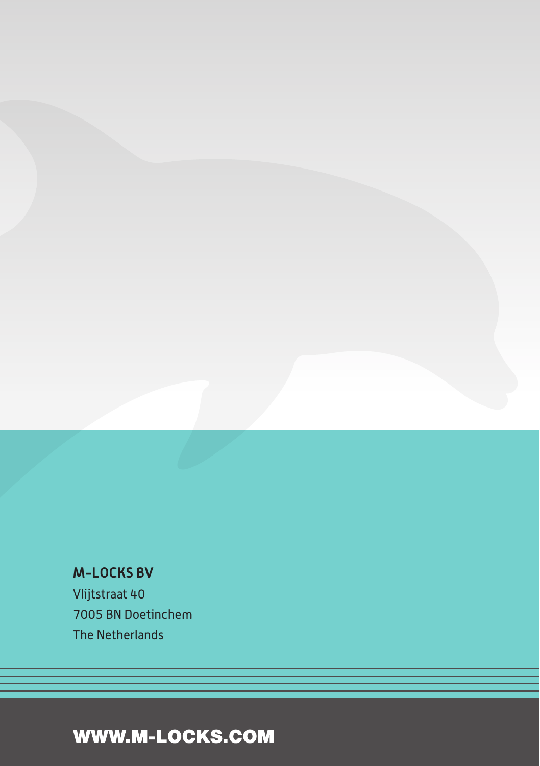**M-LOCKS BV**

Vlijtstraat 40

7005 BN Doetinchem

The Netherlands

**WWW.M-LOCKS.COM**